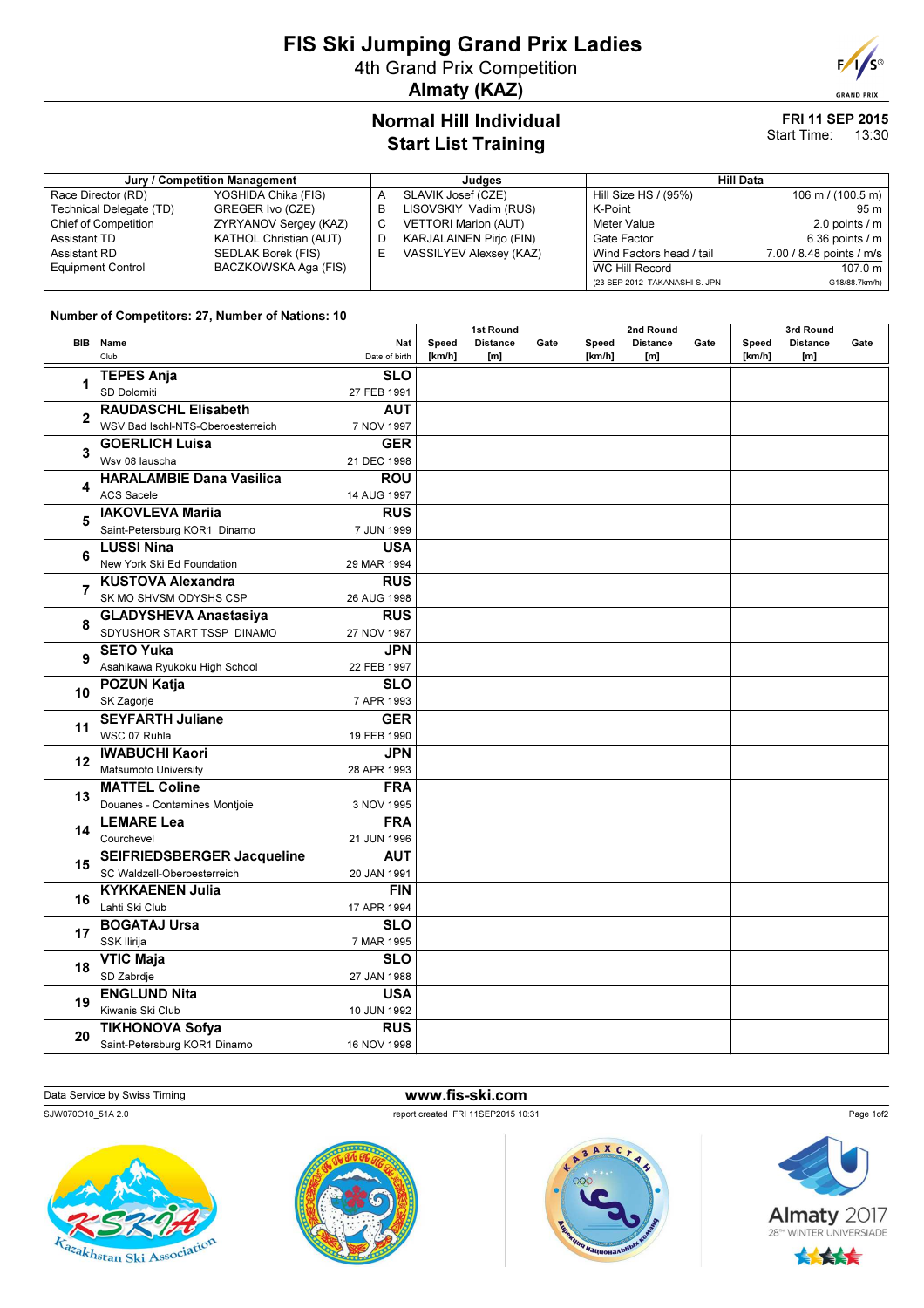# FIS Ski Jumping Grand Prix Ladies

## 4th Grand Prix Competition

## Almaty (KAZ)

## Normal Hill Individual
## Start List Training

**FRI 11 SEP 2015**
Start Time: 13:30

| Jury / Competition Management | | Judges | | Hill Data | |
|---|---|---|---|---|---|
| Race Director (RD) | YOSHIDA Chika (FIS) | A | SLAVIK Josef (CZE) | Hill Size HS / (95%) | 106 m / (100.5 m) |
| Technical Delegate (TD) | GREGER Ivo (CZE) | B | LISOVSKIY Vadim (RUS) | K-Point | 95 m |
| Chief of Competition | ZYRYANOV Sergey (KAZ) | C | VETTORI Marion (AUT) | Meter Value | 2.0 points / m |
| Assistant TD | KATHOL Christian (AUT) | D | KARJALAINEN Pirjo (FIN) | Gate Factor | 6.36 points / m |
| Assistant RD | SEDLAK Borek (FIS) | E | VASSILYEV Alexsey (KAZ) | Wind Factors head / tail | 7.00 / 8.48 points / m/s |
| Equipment Control | BACZKOWSKA Aga (FIS) | | | WC Hill Record | 107.0 m |
| | | | | (23 SEP 2012 TAKANASHI S. JPN | G18/88.7km/h) |

Number of Competitors: 27, Number of Nations: 10

| BIB | Name / Club | Nat / Date of birth | 1st Round Speed [km/h] | 1st Round Distance [m] | 1st Round Gate | 2nd Round Speed [km/h] | 2nd Round Distance [m] | 2nd Round Gate | 3rd Round Speed [km/h] | 3rd Round Distance [m] | 3rd Round Gate |
|---|---|---|---|---|---|---|---|---|---|---|---|
| 1 | **TEPES Anja**<br>SD Dolomiti | **SLO**<br>27 FEB 1991 | | | | | | | | | |
| 2 | **RAUDASCHL Elisabeth**<br>WSV Bad Ischl-NTS-Oberoesterreich | **AUT**<br>7 NOV 1997 | | | | | | | | | |
| 3 | **GOERLICH Luisa**<br>Wsv 08 lauscha | **GER**<br>21 DEC 1998 | | | | | | | | | |
| 4 | **HARALAMBIE Dana Vasilica**<br>ACS Sacele | **ROU**<br>14 AUG 1997 | | | | | | | | | |
| 5 | **IAKOVLEVA Mariia**<br>Saint-Petersburg KOR1 Dinamo | **RUS**<br>7 JUN 1999 | | | | | | | | | |
| 6 | **LUSSI Nina**<br>New York Ski Ed Foundation | **USA**<br>29 MAR 1994 | | | | | | | | | |
| 7 | **KUSTOVA Alexandra**<br>SK MO SHVSM ODYSHS CSP | **RUS**<br>26 AUG 1998 | | | | | | | | | |
| 8 | **GLADYSHEVA Anastasiya**<br>SDYUSHOR START TSSP DINAMO | **RUS**<br>27 NOV 1987 | | | | | | | | | |
| 9 | **SETO Yuka**<br>Asahikawa Ryukoku High School | **JPN**<br>22 FEB 1997 | | | | | | | | | |
| 10 | **POZUN Katja**<br>SK Zagorje | **SLO**<br>7 APR 1993 | | | | | | | | | |
| 11 | **SEYFARTH Juliane**<br>WSC 07 Ruhla | **GER**<br>19 FEB 1990 | | | | | | | | | |
| 12 | **IWABUCHI Kaori**<br>Matsumoto University | **JPN**<br>28 APR 1993 | | | | | | | | | |
| 13 | **MATTEL Coline**<br>Douanes - Contamines Montjoie | **FRA**<br>3 NOV 1995 | | | | | | | | | |
| 14 | **LEMARE Lea**<br>Courchevel | **FRA**<br>21 JUN 1996 | | | | | | | | | |
| 15 | **SEIFRIEDSBERGER Jacqueline**<br>SC Waldzell-Oberoesterreich | **AUT**<br>20 JAN 1991 | | | | | | | | | |
| 16 | **KYKKAENEN Julia**<br>Lahti Ski Club | **FIN**<br>17 APR 1994 | | | | | | | | | |
| 17 | **BOGATAJ Ursa**<br>SSK Ilirija | **SLO**<br>7 MAR 1995 | | | | | | | | | |
| 18 | **VTIC Maja**<br>SD Zabrdje | **SLO**<br>27 JAN 1988 | | | | | | | | | |
| 19 | **ENGLUND Nita**<br>Kiwanis Ski Club | **USA**<br>10 JUN 1992 | | | | | | | | | |
| 20 | **TIKHONOVA Sofya**<br>Saint-Petersburg KOR1 Dinamo | **RUS**<br>16 NOV 1998 | | | | | | | | | |

Data Service by Swiss Timing — www.fis-ski.com

SJW070O10_51A 2.0 — report created FRI 11SEP2015 10:31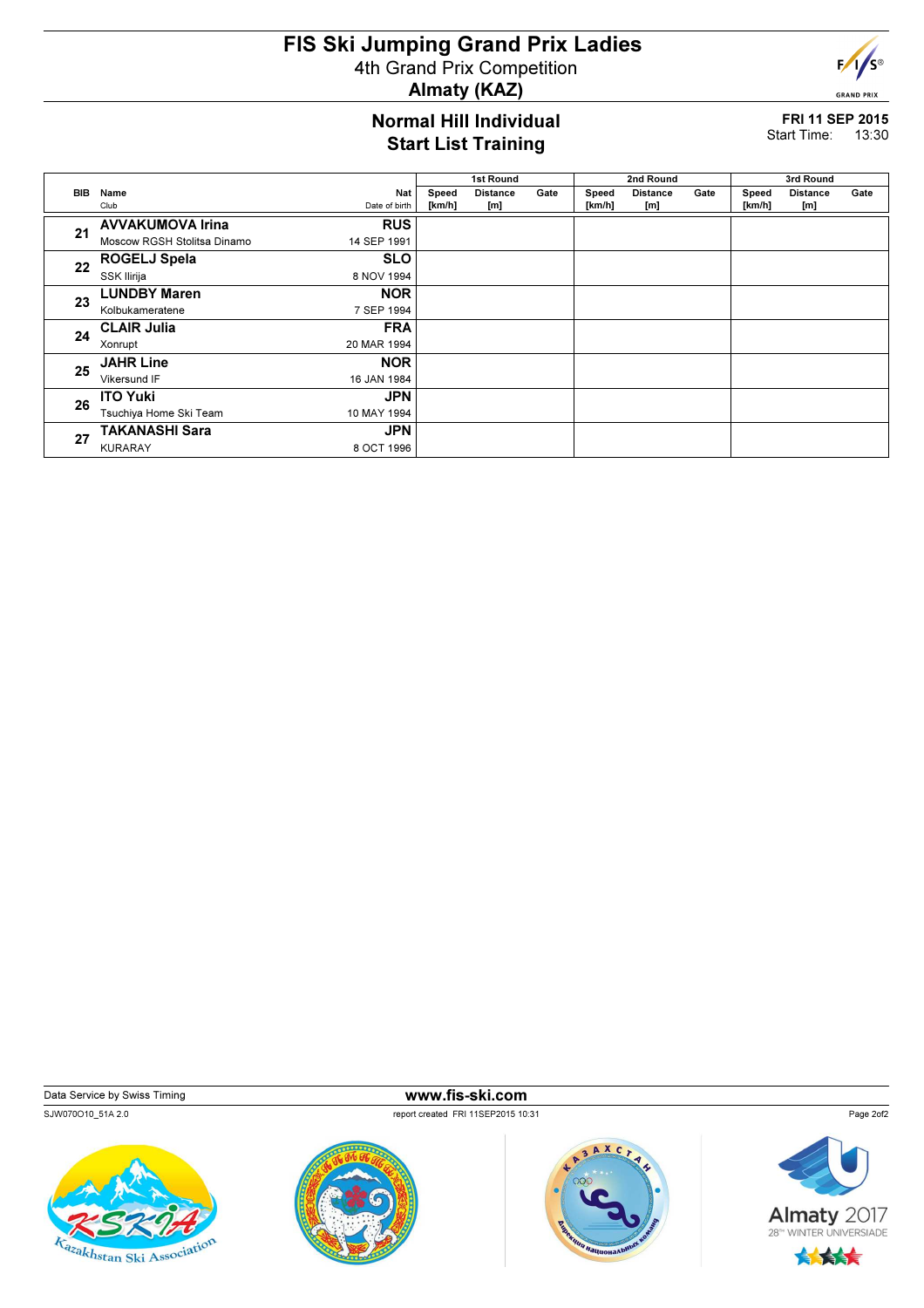# FIS Ski Jumping Grand Prix Ladies

4th Grand Prix Competition

**Almaty (KAZ)**

## Normal Hill Individual
## Start List Training

**FRI 11 SEP 2015**
Start Time: 13:30

| BIB | Name / Club | Nat / Date of birth | 1st Round | | | 2nd Round | | | 3rd Round | | |
|---|---|---|---|---|---|---|---|---|---|---|---|
| | | | Speed [km/h] | Distance [m] | Gate | Speed [km/h] | Distance [m] | Gate | Speed [km/h] | Distance [m] | Gate |
| 21 | **AVVAKUMOVA Irina** Moscow RGSH Stolitsa Dinamo | **RUS** 14 SEP 1991 | | | | | | | | | |
| 22 | **ROGELJ Spela** SSK Ilirija | **SLO** 8 NOV 1994 | | | | | | | | | |
| 23 | **LUNDBY Maren** Kolbukameratene | **NOR** 7 SEP 1994 | | | | | | | | | |
| 24 | **CLAIR Julia** Xonrupt | **FRA** 20 MAR 1994 | | | | | | | | | |
| 25 | **JAHR Line** Vikersund IF | **NOR** 16 JAN 1984 | | | | | | | | | |
| 26 | **ITO Yuki** Tsuchiya Home Ski Team | **JPN** 10 MAY 1994 | | | | | | | | | |
| 27 | **TAKANASHI Sara** KURARAY | **JPN** 8 OCT 1996 | | | | | | | | | |

Data Service by Swiss Timing

www.fis-ski.com

SJW070O10_51A 2.0

report created FRI 11SEP2015 10:31